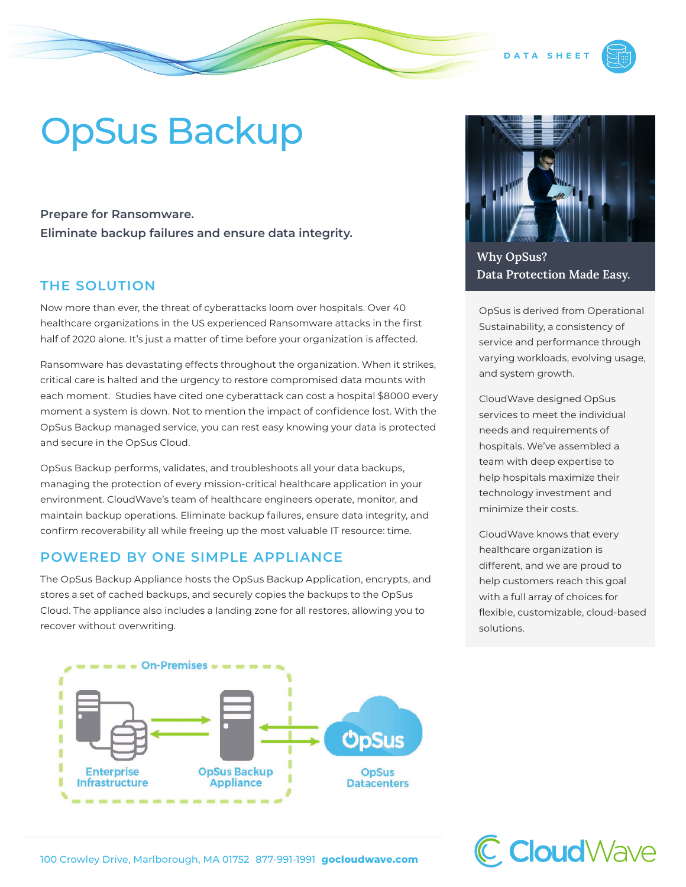DATA SHEET

# OpsSus Backup

**Prepare for Ransomware.**
**Eliminate backup failures and ensure data integrity.**

## THE SOLUTION

Now more than ever, the threat of cyberattacks loom over hospitals. Over 40 healthcare organizations in the US experienced Ransomware attacks in the first half of 2020 alone. It's just a matter of time before your organization is affected.

Ransomware has devastating effects throughout the organization. When it strikes, critical care is halted and the urgency to restore compromised data mounts with each moment. Studies have cited one cyberattack can cost a hospital $8000 every moment a system is down. Not to mention the impact of confidence lost. With the OpSus Backup managed service, you can rest easy knowing your data is protected and secure in the OpSus Cloud.

OpSus Backup performs, validates, and troubleshoots all your data backups, managing the protection of every mission-critical healthcare application in your environment. CloudWave's team of healthcare engineers operate, monitor, and maintain backup operations. Eliminate backup failures, ensure data integrity, and confirm recoverability all while freeing up the most valuable IT resource: time.

## POWERED BY ONE SIMPLE APPLIANCE

The OpSus Backup Appliance hosts the OpSus Backup Application, encrypts, and stores a set of cached backups, and securely copies the backups to the OpSus Cloud. The appliance also includes a landing zone for all restores, allowing you to recover without overwriting.

On-Premises

Enterprise Infrastructure

OpSus Backup Appliance

OpSus

OpSus Datacenters

**Why OpSus?**
**Data Protection Made Easy.**

OpSus is derived from Operational Sustainability, a consistency of service and performance through varying workloads, evolving usage, and system growth.

CloudWave designed OpSus services to meet the individual needs and requirements of hospitals. We've assembled a team with deep expertise to help hospitals maximize their technology investment and minimize their costs.

CloudWave knows that every healthcare organization is different, and we are proud to help customers reach this goal with a full array of choices for flexible, customizable, cloud-based solutions.

100 Crowley Drive, Marlborough, MA 01752 877-991-1991 **gocloudwave.com**

CloudWave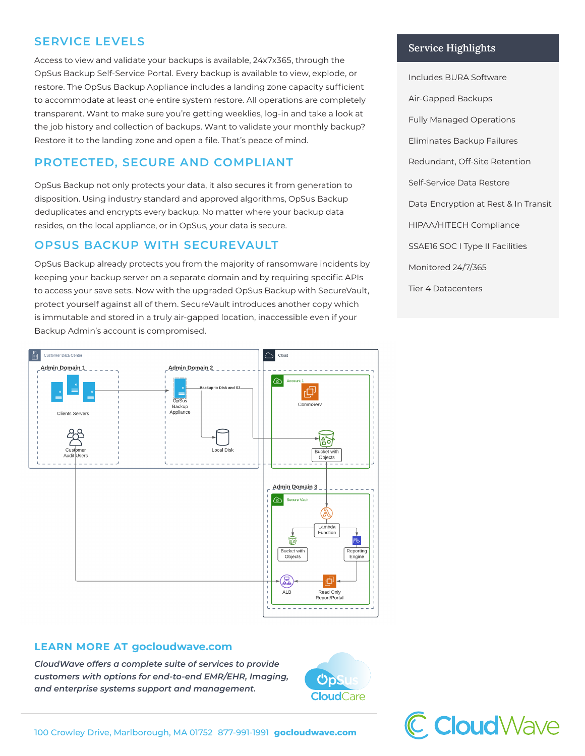## SERVICE LEVELS

Access to view and validate your backups is available, 24x7x365, through the OpSus Backup Self-Service Portal. Every backup is available to view, explode, or restore. The OpSus Backup Appliance includes a landing zone capacity sufficient to accommodate at least one entire system restore. All operations are completely transparent. Want to make sure you're getting weeklies, log-in and take a look at the job history and collection of backups. Want to validate your monthly backup? Restore it to the landing zone and open a file. That's peace of mind.

## PROTECTED, SECURE AND COMPLIANT

OpSus Backup not only protects your data, it also secures it from generation to disposition. Using industry standard and approved algorithms, OpSus Backup deduplicates and encrypts every backup. No matter where your backup data resides, on the local appliance, or in OpSus, your data is secure.

## OPSUS BACKUP WITH SECUREVAULT

OpSus Backup already protects you from the majority of ransomware incidents by keeping your backup server on a separate domain and by requiring specific APIs to access your save sets. Now with the upgraded OpSus Backup with SecureVault, protect yourself against all of them. SecureVault introduces another copy which is immutable and stored in a truly air-gapped location, inaccessible even if your Backup Admin's account is compromised.

Customer Data Center
Admin Domain 1
Clients Servers
Customer Audit Users
Admin Domain 2
OpSus Backup Appliance
Backup to Disk and S3
Local Disk
Cloud
Account 1
CommServ
Bucket with Objects
Admin Domain 3
Secure Vault
Lambda Function
Bucket with Objects
Reporting Engine
ALB
Read Only Report/Portal

### Service Highlights

- Includes BURA Software
- Air-Gapped Backups
- Fully Managed Operations
- Eliminates Backup Failures
- Redundant, Off-Site Retention
- Self-Service Data Restore
- Data Encryption at Rest & In Transit
- HIPAA/HITECH Compliance
- SSAE16 SOC I Type II Facilities
- Monitored 24/7/365
- Tier 4 Datacenters

## LEARN MORE AT gocloudwave.com

*CloudWave offers a complete suite of services to provide customers with options for end-to-end EMR/EHR, Imaging, and enterprise systems support and management.*

OpSus CloudCare

100 Crowley Drive, Marlborough, MA 01752 877-991-1991 **gocloudwave.com**

CloudWave